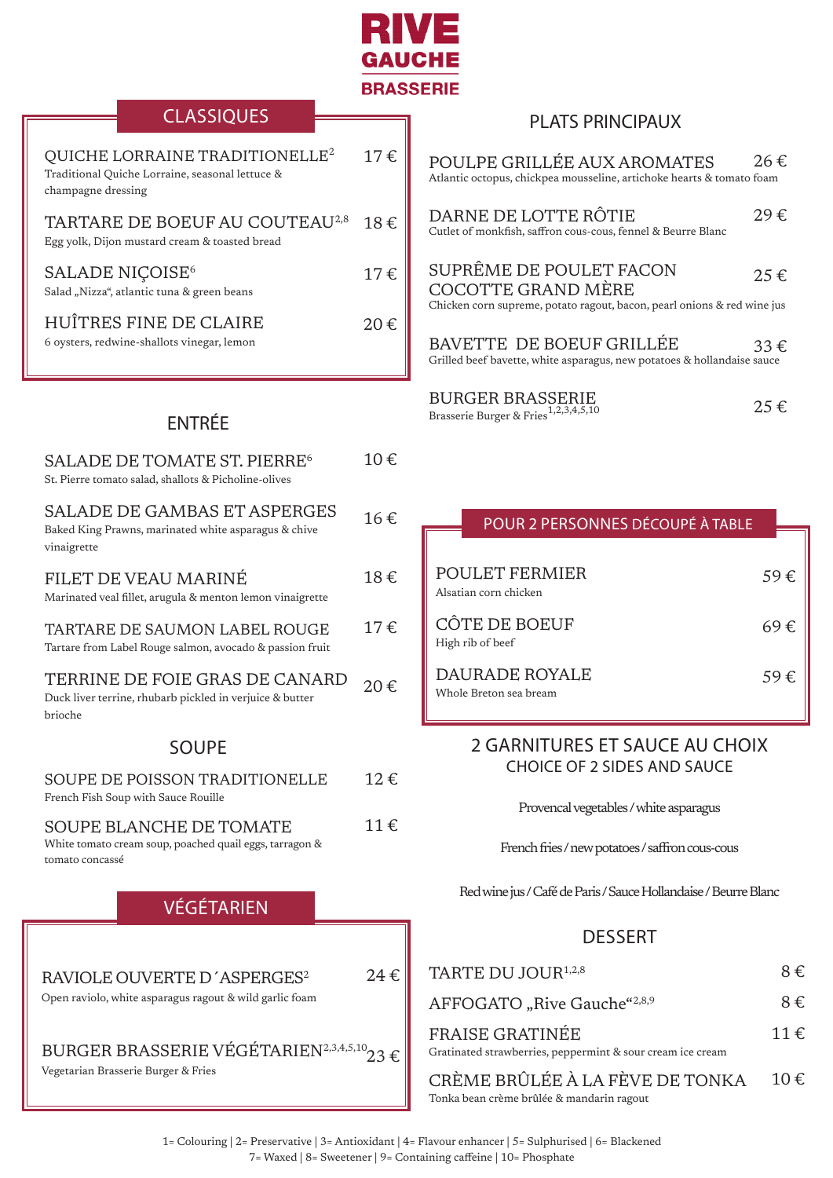# RIVE GAUCHE BRASSERIE

## CLASSIQUES

**QUICHE LORRAINE TRADITIONELLE**[2] — 17 €
Traditional Quiche Lorraine, seasonal lettuce & champagne dressing

**TARTARE DE BOEUF AU COUTEAU**[2,8] — 18 €
Egg yolk, Dijon mustard cream & toasted bread

**SALADE NIÇOISE**[6] — 17 €
Salad „Nizza", atlantic tuna & green beans

**HUÎTRES FINE DE CLAIRE** — 20 €
6 oysters, redwine-shallots vinegar, lemon

## ENTRÉE

**SALADE DE TOMATE ST. PIERRE**[6] — 10 €
St. Pierre tomato salad, shallots & Picholine-olives

**SALADE DE GAMBAS ET ASPERGES** — 16 €
Baked King Prawns, marinated white asparagus & chive vinaigrette

**FILET DE VEAU MARINÉ** — 18 €
Marinated veal fillet, arugula & menton lemon vinaigrette

**TARTARE DE SAUMON LABEL ROUGE** — 17 €
Tartare from Label Rouge salmon, avocado & passion fruit

**TERRINE DE FOIE GRAS DE CANARD** — 20 €
Duck liver terrine, rhubarb pickled in verjuice & butter brioche

## SOUPE

**SOUPE DE POISSON TRADITIONELLE** — 12 €
French Fish Soup with Sauce Rouille

**SOUPE BLANCHE DE TOMATE** — 11 €
White tomato cream soup, poached quail eggs, tarragon & tomato concassé

## VÉGÉTARIEN

**RAVIOLE OUVERTE D´ASPERGES**[2] — 24 €
Open raviolo, white asparagus ragout & wild garlic foam

**BURGER BRASSERIE VÉGÉTARIEN**[2,3,4,5,10] — 23 €
Vegetarian Brasserie Burger & Fries

## PLATS PRINCIPAUX

**POULPE GRILLÉE AUX AROMATES** — 26 €
Atlantic octopus, chickpea mousseline, artichoke hearts & tomato foam

**DARNE DE LOTTE RÔTIE** — 29 €
Cutlet of monkfish, saffron cous-cous, fennel & Beurre Blanc

**SUPRÊME DE POULET FACON COCOTTE GRAND MÈRE** — 25 €
Chicken corn supreme, potato ragout, bacon, pearl onions & red wine jus

**BAVETTE DE BOEUF GRILLÉE** — 33 €
Grilled beef bavette, white asparagus, new potatoes & hollandaise sauce

**BURGER BRASSERIE** — 25 €
Brasserie Burger & Fries[1,2,3,4,5,10]

## POUR 2 PERSONNES DÉCOUPÉ À TABLE

**POULET FERMIER** — 59 €
Alsatian corn chicken

**CÔTE DE BOEUF** — 69 €
High rib of beef

**DAURADE ROYALE** — 59 €
Whole Breton sea bream

## 2 GARNITURES ET SAUCE AU CHOIX
### CHOICE OF 2 SIDES AND SAUCE

Provencal vegetables / white asparagus

French fries / new potatoes / saffron cous-cous

Red wine jus / Café de Paris / Sauce Hollandaise / Beurre Blanc

## DESSERT

**TARTE DU JOUR**[1,2,8] — 8 €

**AFFOGATO „Rive Gauche"**[2,8,9] — 8 €

**FRAISE GRATINÉE** — 11 €
Gratinated strawberries, peppermint & sour cream ice cream

**CRÈME BRÛLÉE À LA FÈVE DE TONKA** — 10 €
Tonka bean crème brûlée & mandarin ragout

1= Colouring | 2= Preservative | 3= Antioxidant | 4= Flavour enhancer | 5= Sulphurised | 6= Blackened
7= Waxed | 8= Sweetener | 9= Containing caffeine | 10= Phosphate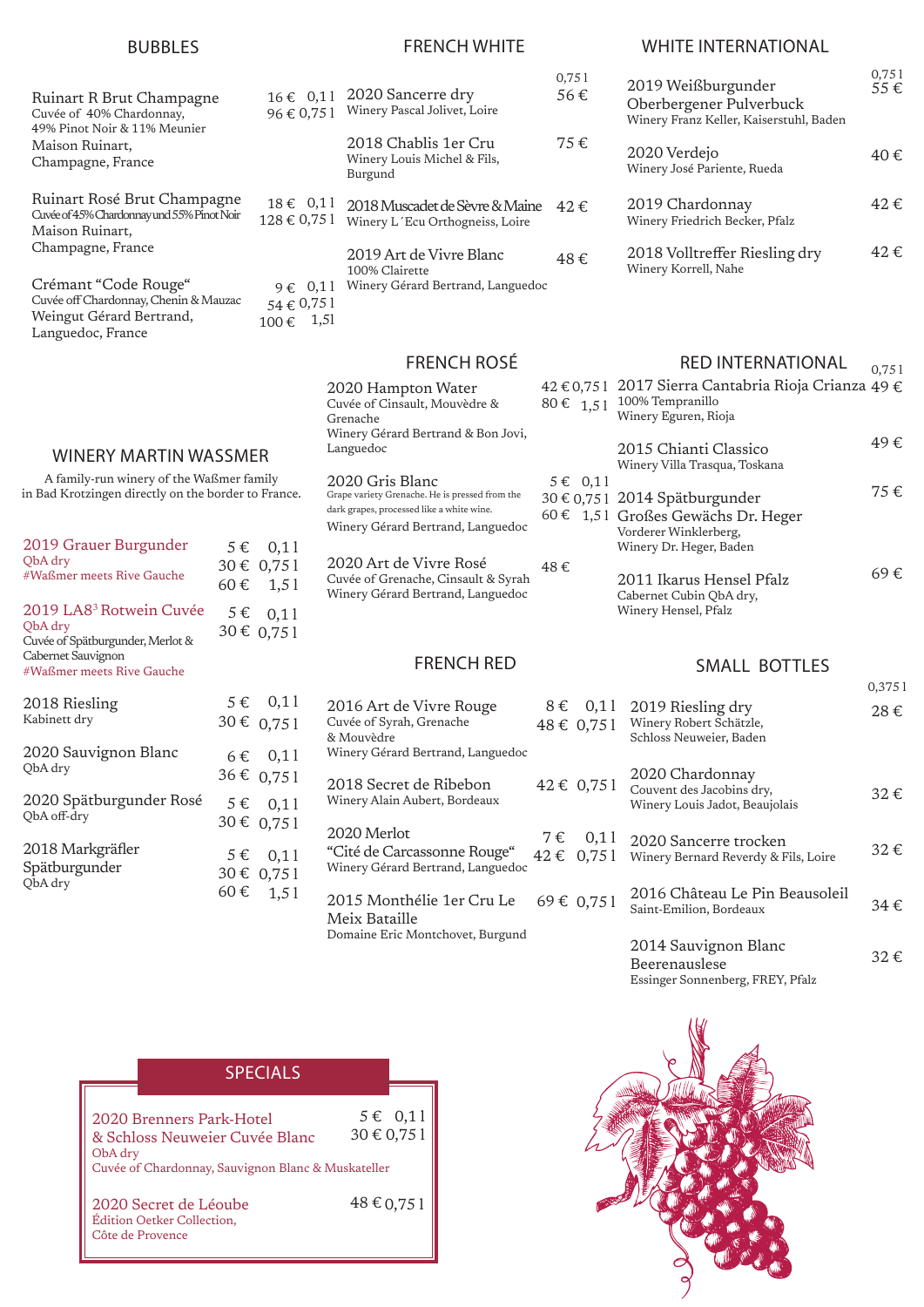## BUBBLES

**Ruinart R Brut Champagne** — 16 € 0,1 l / 96 € 0,75 l
Cuvée of 40% Chardonnay, 49% Pinot Noir & 11% Meunier
Maison Ruinart, Champagne, France

**Ruinart Rosé Brut Champagne** — 18 € 0,1 l / 128 € 0,75 l
Cuvée of 45% Chardonnay und 55% Pinot Noir
Maison Ruinart, Champagne, France

**Crémant "Code Rouge"** — 9 € 0,1 l / 54 € 0,75 l / 100 € 1,5 l
Cuvée off Chardonnay, Chenin & Mauzac
Weingut Gérard Bertrand, Languedoc, France

## FRENCH WHITE

0,75 l

**2020 Sancerre dry** — 56 €
Winery Pascal Jolivet, Loire

**2018 Chablis 1er Cru** — 75 €
Winery Louis Michel & Fils, Burgund

**2018 Muscadet de Sèvre & Maine** — 42 €
Winery L´Ecu Orthogneiss, Loire

**2019 Art de Vivre Blanc** — 48 €
100% Clairette
Winery Gérard Bertrand, Languedoc

## WHITE INTERNATIONAL

0,75 l

**2019 Weißburgunder Oberbergener Pulverbuck** — 55 €
Winery Franz Keller, Kaiserstuhl, Baden

**2020 Verdejo** — 40 €
Winery José Pariente, Rueda

**2019 Chardonnay** — 42 €
Winery Friedrich Becker, Pfalz

**2018 Volltreffer Riesling dry** — 42 €
Winery Korrell, Nahe

## WINERY MARTIN WASSMER

A family-run winery of the Waßmer family in Bad Krotzingen directly on the border to France.

**2019 Grauer Burgunder** — 5 € 0,1 l / 30 € 0,75 l / 60 € 1,5 l
QbA dry
#Waßmer meets Rive Gauche

**2019 LA8³ Rotwein Cuvée** — 5 € 0,1 l / 30 € 0,75 l
QbA dry
Cuvée of Spätburgunder, Merlot & Cabernet Sauvignon
#Waßmer meets Rive Gauche

**2018 Riesling** — 5 € 0,1 l / 30 € 0,75 l
Kabinett dry

**2020 Sauvignon Blanc** — 6 € 0,1 l / 36 € 0,75 l
QbA dry

**2020 Spätburgunder Rosé** — 5 € 0,1 l / 30 € 0,75 l
QbA off-dry

**2018 Markgräfler Spätburgunder** — 5 € 0,1 l / 30 € 0,75 l / 60 € 1,5 l
QbA dry

## FRENCH ROSÉ

**2020 Hampton Water** — 42 € 0,75 l / 80 € 1,5 l
Cuvée of Cinsault, Mouvèdre & Grenache
Winery Gérard Bertrand & Bon Jovi, Languedoc

**2020 Gris Blanc** — 5 € 0,1 l / 30 € 0,75 l / 60 € 1,5 l
Grape variety Grenache. He is pressed from the dark grapes, processed like a white wine.
Winery Gérard Bertrand, Languedoc

**2020 Art de Vivre Rosé** — 48 €
Cuvée of Grenache, Cinsault & Syrah
Winery Gérard Bertrand, Languedoc

## RED INTERNATIONAL

0,75 l

**2017 Sierra Cantabria Rioja Crianza** — 49 €
100% Tempranillo
Winery Eguren, Rioja

**2015 Chianti Classico** — 49 €
Winery Villa Trasqua, Toskana

**2014 Spätburgunder Großes Gewächs Dr. Heger** — 75 €
Vorderer Winklerberg,
Winery Dr. Heger, Baden

**2011 Ikarus Hensel Pfalz** — 69 €
Cabernet Cubin QbA dry,
Winery Hensel, Pfalz

## FRENCH RED

**2016 Art de Vivre Rouge** — 8 € 0,1 l / 48 € 0,75 l
Cuvée of Syrah, Grenache & Mouvèdre
Winery Gérard Bertrand, Languedoc

**2018 Secret de Ribebon** — 42 € 0,75 l
Winery Alain Aubert, Bordeaux

**2020 Merlot "Cité de Carcassonne Rouge"** — 7 € 0,1 l / 42 € 0,75 l
Winery Gérard Bertrand, Languedoc

**2015 Monthélie 1er Cru Le Meix Bataille** — 69 € 0,75 l
Domaine Eric Montchovet, Burgund

## SMALL BOTTLES

0,375 l

**2019 Riesling dry** — 28 €
Winery Robert Schätzle, Schloss Neuweier, Baden

**2020 Chardonnay** — 32 €
Couvent des Jacobins dry,
Winery Louis Jadot, Beaujolais

**2020 Sancerre trocken** — 32 €
Winery Bernard Reverdy & Fils, Loire

**2016 Château Le Pin Beausoleil** — 34 €
Saint-Emilion, Bordeaux

**2014 Sauvignon Blanc Beerenauslese** — 32 €
Essinger Sonnenberg, FREY, Pfalz

## SPECIALS

**2020 Brenners Park-Hotel & Schloss Neuweier Cuvée Blanc** — 5 € 0,1 l / 30 € 0,75 l
ObA dry
Cuvée of Chardonnay, Sauvignon Blanc & Muskateller

**2020 Secret de Léoube** — 48 € 0,75 l
Édition Oetker Collection,
Côte de Provence